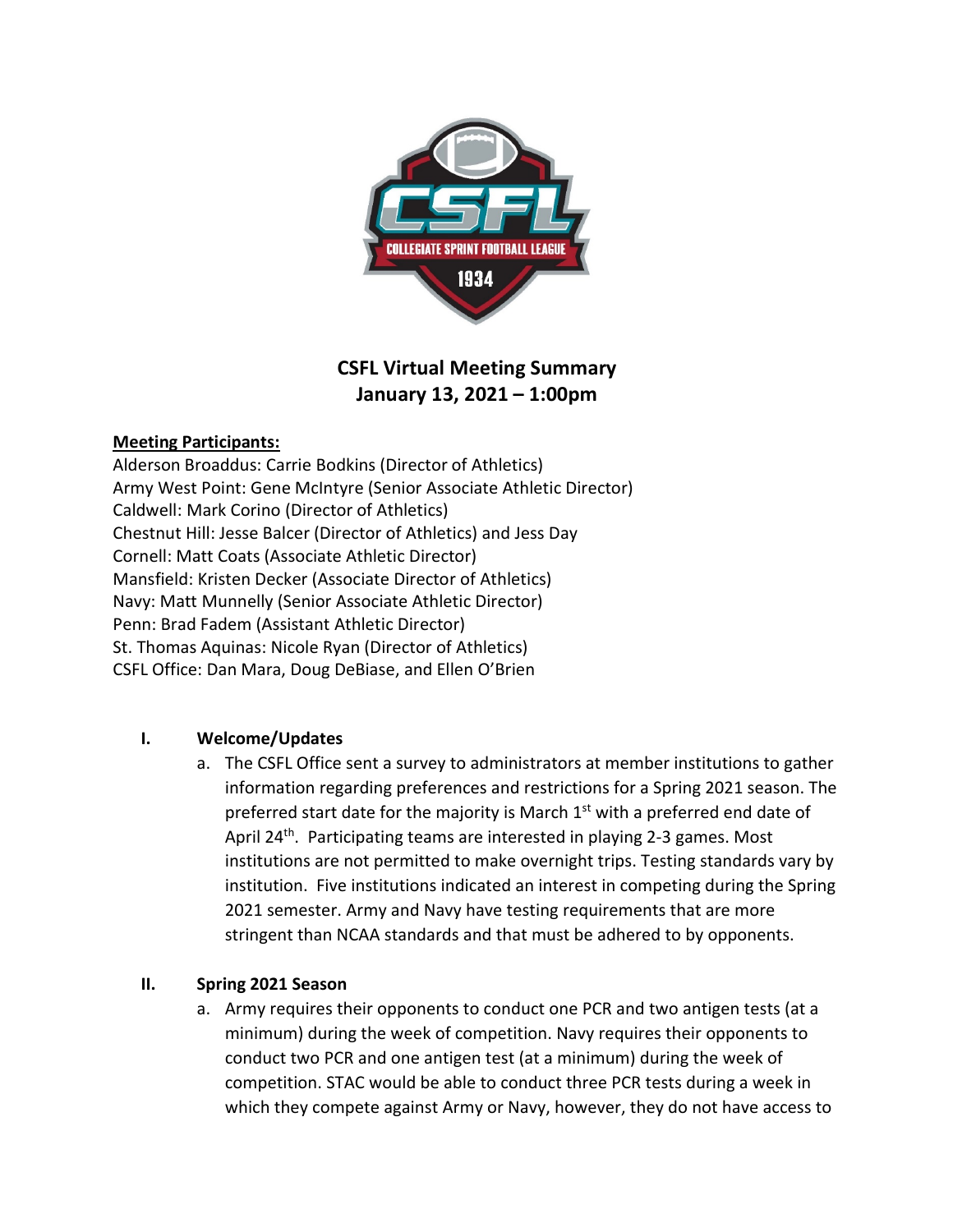# CSFL Virtual Meeting Summary
## January 13, 2021 – 1:00pm

**Meeting Participants:**

Alderson Broaddus: Carrie Bodkins (Director of Athletics)
Army West Point: Gene McIntyre (Senior Associate Athletic Director)
Caldwell: Mark Corino (Director of Athletics)
Chestnut Hill: Jesse Balcer (Director of Athletics) and Jess Day
Cornell: Matt Coats (Associate Athletic Director)
Mansfield: Kristen Decker (Associate Director of Athletics)
Navy: Matt Munnelly (Senior Associate Athletic Director)
Penn: Brad Fadem (Assistant Athletic Director)
St. Thomas Aquinas: Nicole Ryan (Director of Athletics)
CSFL Office: Dan Mara, Doug DeBiase, and Ellen O'Brien

### I. Welcome/Updates

a. The CSFL Office sent a survey to administrators at member institutions to gather information regarding preferences and restrictions for a Spring 2021 season. The preferred start date for the majority is March 1st with a preferred end date of April 24th. Participating teams are interested in playing 2-3 games. Most institutions are not permitted to make overnight trips. Testing standards vary by institution. Five institutions indicated an interest in competing during the Spring 2021 semester. Army and Navy have testing requirements that are more stringent than NCAA standards and that must be adhered to by opponents.

### II. Spring 2021 Season

a. Army requires their opponents to conduct one PCR and two antigen tests (at a minimum) during the week of competition. Navy requires their opponents to conduct two PCR and one antigen test (at a minimum) during the week of competition. STAC would be able to conduct three PCR tests during a week in which they compete against Army or Navy, however, they do not have access to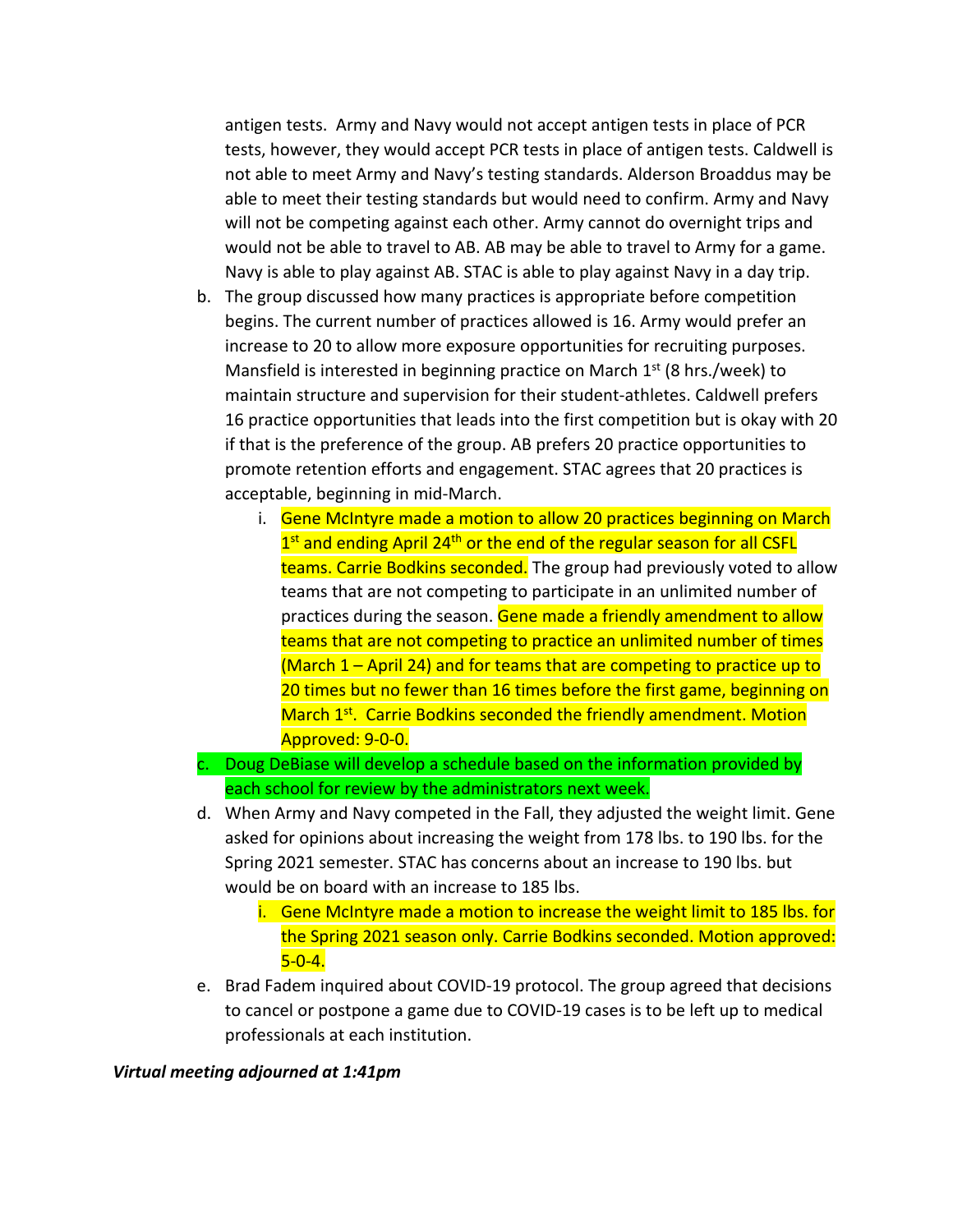antigen tests. Army and Navy would not accept antigen tests in place of PCR tests, however, they would accept PCR tests in place of antigen tests. Caldwell is not able to meet Army and Navy's testing standards. Alderson Broaddus may be able to meet their testing standards but would need to confirm. Army and Navy will not be competing against each other. Army cannot do overnight trips and would not be able to travel to AB. AB may be able to travel to Army for a game. Navy is able to play against AB. STAC is able to play against Navy in a day trip.

b. The group discussed how many practices is appropriate before competition begins. The current number of practices allowed is 16. Army would prefer an increase to 20 to allow more exposure opportunities for recruiting purposes. Mansfield is interested in beginning practice on March 1st (8 hrs./week) to maintain structure and supervision for their student-athletes. Caldwell prefers 16 practice opportunities that leads into the first competition but is okay with 20 if that is the preference of the group. AB prefers 20 practice opportunities to promote retention efforts and engagement. STAC agrees that 20 practices is acceptable, beginning in mid-March.
   i. Gene McIntyre made a motion to allow 20 practices beginning on March 1st and ending April 24th or the end of the regular season for all CSFL teams. Carrie Bodkins seconded. The group had previously voted to allow teams that are not competing to participate in an unlimited number of practices during the season. Gene made a friendly amendment to allow teams that are not competing to practice an unlimited number of times (March 1 – April 24) and for teams that are competing to practice up to 20 times but no fewer than 16 times before the first game, beginning on March 1st. Carrie Bodkins seconded the friendly amendment. Motion Approved: 9-0-0.

c. Doug DeBiase will develop a schedule based on the information provided by each school for review by the administrators next week.

d. When Army and Navy competed in the Fall, they adjusted the weight limit. Gene asked for opinions about increasing the weight from 178 lbs. to 190 lbs. for the Spring 2021 semester. STAC has concerns about an increase to 190 lbs. but would be on board with an increase to 185 lbs.
   i. Gene McIntyre made a motion to increase the weight limit to 185 lbs. for the Spring 2021 season only. Carrie Bodkins seconded. Motion approved: 5-0-4.

e. Brad Fadem inquired about COVID-19 protocol. The group agreed that decisions to cancel or postpone a game due to COVID-19 cases is to be left up to medical professionals at each institution.

***Virtual meeting adjourned at 1:41pm***